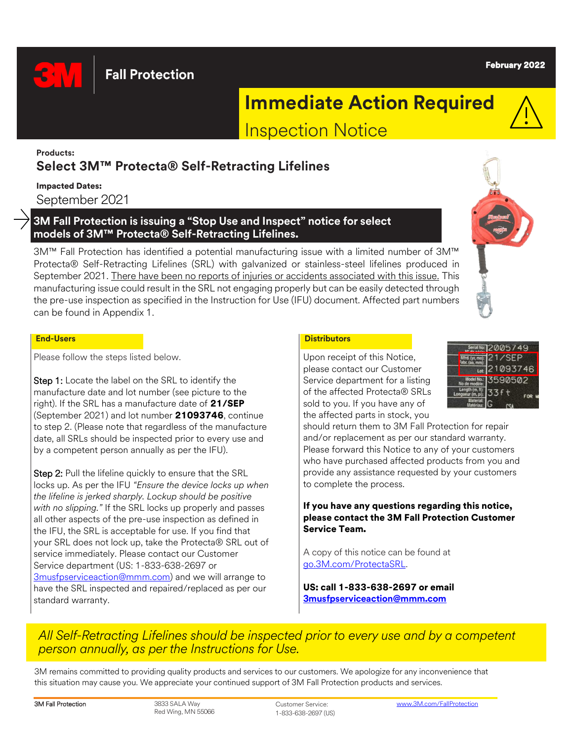3M Fall Protection

February 2022

# Immediate Action Required

## Inspection Notice

**Products:**

## Select 3M™ Protecta® Self-Retracting Lifelines

**Impacted Dates:**

September 2021

### 3M Fall Protection is issuing a "Stop Use and Inspect" notice for select models of 3M™ Protecta® Self-Retracting Lifelines.

3M™ Fall Protection has identified a potential manufacturing issue with a limited number of 3M™ Protecta® Self-Retracting Lifelines (SRL) with galvanized or stainless-steel lifelines produced in September 2021. There have been no reports of injuries or accidents associated with this issue. This manufacturing issue could result in the SRL not engaging properly but can be easily detected through the pre-use inspection as specified in the Instruction for Use (IFU) document. Affected part numbers can be found in Appendix 1.

**End-Users**

Please follow the steps listed below.

Step 1: Locate the label on the SRL to identify the manufacture date and lot number (see picture to the right). If the SRL has a manufacture date of **21/SEP** (September 2021) and lot number **21093746**, continue to step 2. (Please note that regardless of the manufacture date, all SRLs should be inspected prior to every use and by a competent person annually as per the IFU).

Step 2: Pull the lifeline quickly to ensure that the SRL locks up. As per the IFU *"Ensure the device locks up when the lifeline is jerked sharply. Lockup should be positive with no slipping."* If the SRL locks up properly and passes all other aspects of the pre-use inspection as defined in the IFU, the SRL is acceptable for use. If you find that your SRL does not lock up, take the Protecta® SRL out of service immediately. Please contact our Customer Service department (US: 1-833-638-2697 or 3musfpserviceaction@mmm.com) and we will arrange to have the SRL inspected and repaired/replaced as per our standard warranty.

**Distributors**

Upon receipt of this Notice, please contact our Customer Service department for a listing of the affected Protecta® SRLs sold to you. If you have any of the affected parts in stock, you should return them to 3M Fall Protection for repair and/or replacement as per our standard warranty. Please forward this Notice to any of your customers who have purchased affected products from you and provide any assistance requested by your customers to complete the process.

**If you have any questions regarding this notice, please contact the 3M Fall Protection Customer Service Team.**

A copy of this notice can be found at go.3M.com/ProtectaSRL.

**US: call 1-833-638-2697 or email 3musfpserviceaction@mmm.com**

*All Self-Retracting Lifelines should be inspected prior to every use and by a competent person annually, as per the Instructions for Use.*

3M remains committed to providing quality products and services to our customers. We apologize for any inconvenience that this situation may cause you. We appreciate your continued support of 3M Fall Protection products and services.

3M Fall Protection | 3833 SALA Way, Red Wing, MN 55066 | Customer Service: 1-833-638-2697 (US) | www.3M.com/FallProtection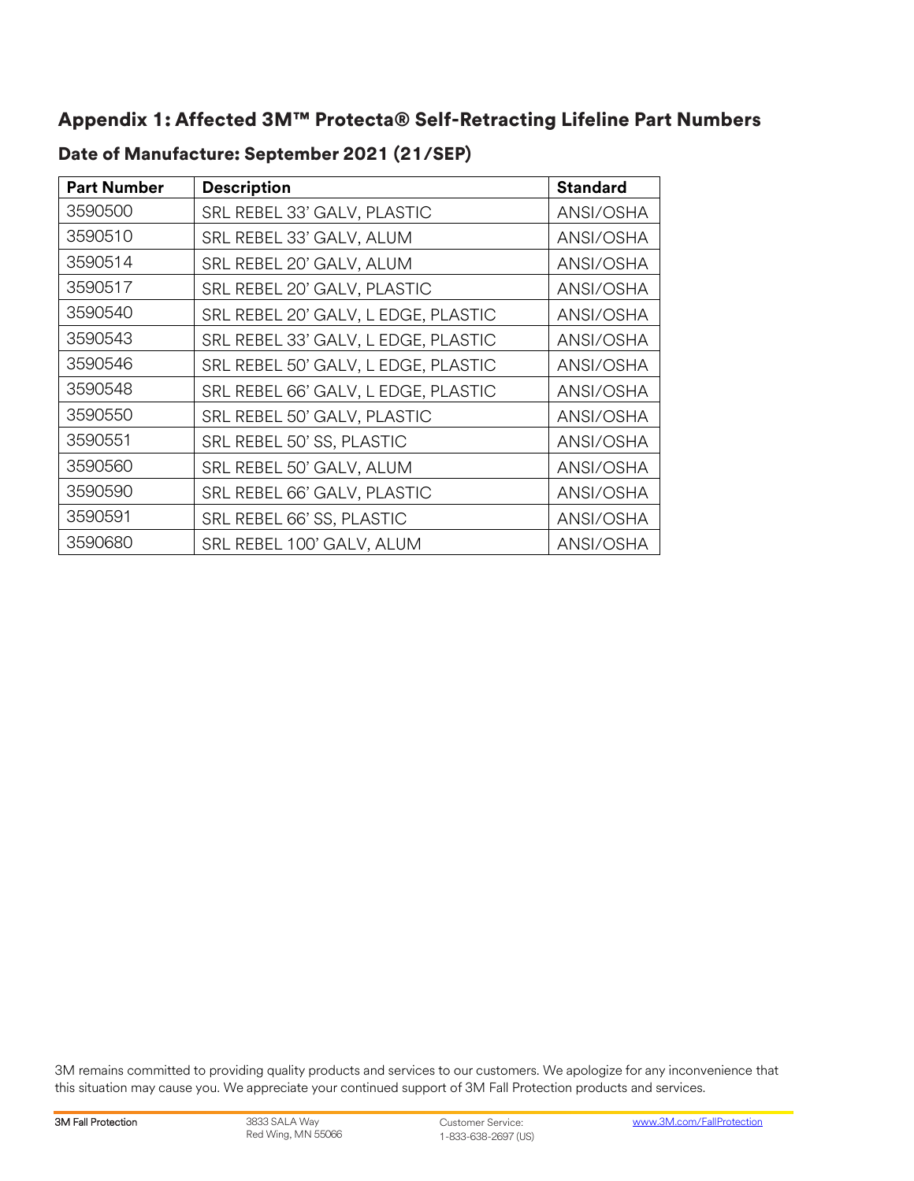## Appendix 1: Affected 3M™ Protecta® Self-Retracting Lifeline Part Numbers

### Date of Manufacture: September 2021 (21/SEP)

| Part Number | Description | Standard |
| --- | --- | --- |
| 3590500 | SRL REBEL 33' GALV, PLASTIC | ANSI/OSHA |
| 3590510 | SRL REBEL 33' GALV, ALUM | ANSI/OSHA |
| 3590514 | SRL REBEL 20' GALV, ALUM | ANSI/OSHA |
| 3590517 | SRL REBEL 20' GALV, PLASTIC | ANSI/OSHA |
| 3590540 | SRL REBEL 20' GALV, L EDGE, PLASTIC | ANSI/OSHA |
| 3590543 | SRL REBEL 33' GALV, L EDGE, PLASTIC | ANSI/OSHA |
| 3590546 | SRL REBEL 50' GALV, L EDGE, PLASTIC | ANSI/OSHA |
| 3590548 | SRL REBEL 66' GALV, L EDGE, PLASTIC | ANSI/OSHA |
| 3590550 | SRL REBEL 50' GALV, PLASTIC | ANSI/OSHA |
| 3590551 | SRL REBEL 50' SS, PLASTIC | ANSI/OSHA |
| 3590560 | SRL REBEL 50' GALV, ALUM | ANSI/OSHA |
| 3590590 | SRL REBEL 66' GALV, PLASTIC | ANSI/OSHA |
| 3590591 | SRL REBEL 66' SS, PLASTIC | ANSI/OSHA |
| 3590680 | SRL REBEL 100' GALV, ALUM | ANSI/OSHA |

3M remains committed to providing quality products and services to our customers. We apologize for any inconvenience that this situation may cause you. We appreciate your continued support of 3M Fall Protection products and services.

**3M Fall Protection**
3833 SALA Way
Red Wing, MN 55066

Customer Service:
1-833-638-2697 (US)

www.3M.com/FallProtection